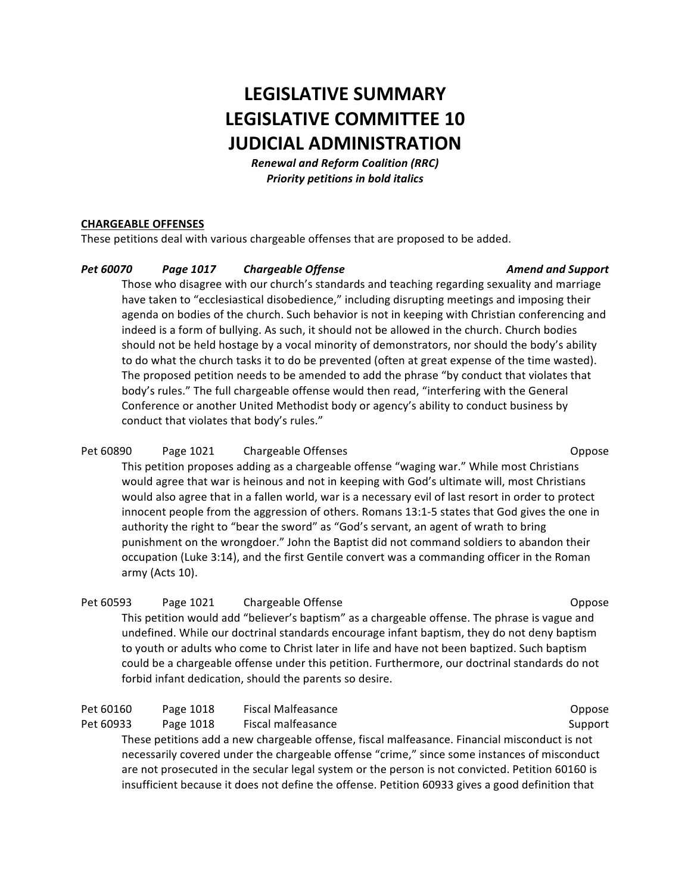# LEGISLATIVE SUMMARY
# LEGISLATIVE COMMITTEE 10
# JUDICIAL ADMINISTRATION

***Renewal and Reform Coalition (RRC)***
***Priority petitions in bold italics***

**CHARGEABLE OFFENSES**

These petitions deal with various chargeable offenses that are proposed to be added.

***Pet 60070 Page 1017 Chargeable Offense — Amend and Support***

Those who disagree with our church's standards and teaching regarding sexuality and marriage have taken to "ecclesiastical disobedience," including disrupting meetings and imposing their agenda on bodies of the church. Such behavior is not in keeping with Christian conferencing and indeed is a form of bullying. As such, it should not be allowed in the church. Church bodies should not be held hostage by a vocal minority of demonstrators, nor should the body's ability to do what the church tasks it to do be prevented (often at great expense of the time wasted). The proposed petition needs to be amended to add the phrase "by conduct that violates that body's rules." The full chargeable offense would then read, "interfering with the General Conference or another United Methodist body or agency's ability to conduct business by conduct that violates that body's rules."

Pet 60890 Page 1021 Chargeable Offenses — Oppose

This petition proposes adding as a chargeable offense "waging war." While most Christians would agree that war is heinous and not in keeping with God's ultimate will, most Christians would also agree that in a fallen world, war is a necessary evil of last resort in order to protect innocent people from the aggression of others. Romans 13:1-5 states that God gives the one in authority the right to "bear the sword" as "God's servant, an agent of wrath to bring punishment on the wrongdoer." John the Baptist did not command soldiers to abandon their occupation (Luke 3:14), and the first Gentile convert was a commanding officer in the Roman army (Acts 10).

Pet 60593 Page 1021 Chargeable Offense — Oppose

This petition would add "believer's baptism" as a chargeable offense. The phrase is vague and undefined. While our doctrinal standards encourage infant baptism, they do not deny baptism to youth or adults who come to Christ later in life and have not been baptized. Such baptism could be a chargeable offense under this petition. Furthermore, our doctrinal standards do not forbid infant dedication, should the parents so desire.

Pet 60160 Page 1018 Fiscal Malfeasance — Oppose
Pet 60933 Page 1018 Fiscal malfeasance — Support

These petitions add a new chargeable offense, fiscal malfeasance. Financial misconduct is not necessarily covered under the chargeable offense "crime," since some instances of misconduct are not prosecuted in the secular legal system or the person is not convicted. Petition 60160 is insufficient because it does not define the offense. Petition 60933 gives a good definition that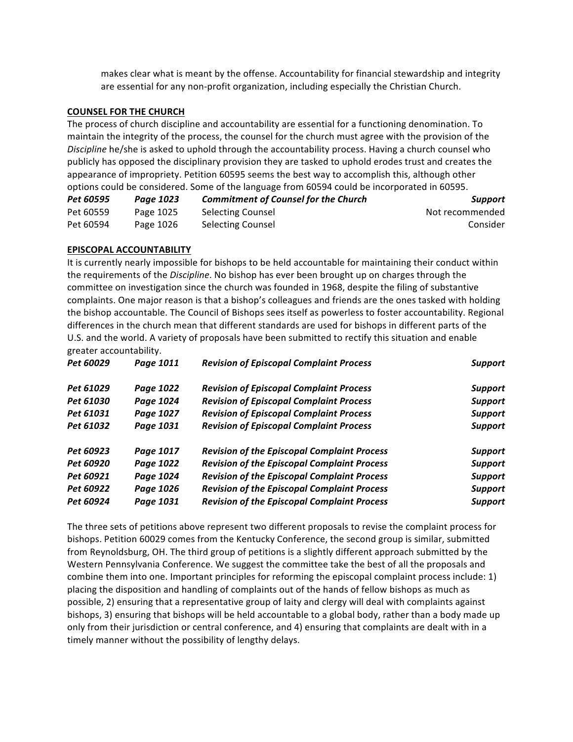makes clear what is meant by the offense. Accountability for financial stewardship and integrity are essential for any non-profit organization, including especially the Christian Church.

**COUNSEL FOR THE CHURCH**

The process of church discipline and accountability are essential for a functioning denomination. To maintain the integrity of the process, the counsel for the church must agree with the provision of the *Discipline* he/she is asked to uphold through the accountability process. Having a church counsel who publicly has opposed the disciplinary provision they are tasked to uphold erodes trust and creates the appearance of impropriety. Petition 60595 seems the best way to accomplish this, although other options could be considered. Some of the language from 60594 could be incorporated in 60595.

| | | | |
|---|---|---|---|
| ***Pet 60595*** | ***Page 1023*** | ***Commitment of Counsel for the Church*** | ***Support*** |
| Pet 60559 | Page 1025 | Selecting Counsel | Not recommended |
| Pet 60594 | Page 1026 | Selecting Counsel | Consider |

**EPISCOPAL ACCOUNTABILITY**

It is currently nearly impossible for bishops to be held accountable for maintaining their conduct within the requirements of the *Discipline*. No bishop has ever been brought up on charges through the committee on investigation since the church was founded in 1968, despite the filing of substantive complaints. One major reason is that a bishop's colleagues and friends are the ones tasked with holding the bishop accountable. The Council of Bishops sees itself as powerless to foster accountability. Regional differences in the church mean that different standards are used for bishops in different parts of the U.S. and the world. A variety of proposals have been submitted to rectify this situation and enable greater accountability.

| | | | |
|---|---|---|---|
| ***Pet 60029*** | ***Page 1011*** | ***Revision of Episcopal Complaint Process*** | ***Support*** |
| ***Pet 61029*** | ***Page 1022*** | ***Revision of Episcopal Complaint Process*** | ***Support*** |
| ***Pet 61030*** | ***Page 1024*** | ***Revision of Episcopal Complaint Process*** | ***Support*** |
| ***Pet 61031*** | ***Page 1027*** | ***Revision of Episcopal Complaint Process*** | ***Support*** |
| ***Pet 61032*** | ***Page 1031*** | ***Revision of Episcopal Complaint Process*** | ***Support*** |
| ***Pet 60923*** | ***Page 1017*** | ***Revision of the Episcopal Complaint Process*** | ***Support*** |
| ***Pet 60920*** | ***Page 1022*** | ***Revision of the Episcopal Complaint Process*** | ***Support*** |
| ***Pet 60921*** | ***Page 1024*** | ***Revision of the Episcopal Complaint Process*** | ***Support*** |
| ***Pet 60922*** | ***Page 1026*** | ***Revision of the Episcopal Complaint Process*** | ***Support*** |
| ***Pet 60924*** | ***Page 1031*** | ***Revision of the Episcopal Complaint Process*** | ***Support*** |

The three sets of petitions above represent two different proposals to revise the complaint process for bishops. Petition 60029 comes from the Kentucky Conference, the second group is similar, submitted from Reynoldsburg, OH. The third group of petitions is a slightly different approach submitted by the Western Pennsylvania Conference. We suggest the committee take the best of all the proposals and combine them into one. Important principles for reforming the episcopal complaint process include: 1) placing the disposition and handling of complaints out of the hands of fellow bishops as much as possible, 2) ensuring that a representative group of laity and clergy will deal with complaints against bishops, 3) ensuring that bishops will be held accountable to a global body, rather than a body made up only from their jurisdiction or central conference, and 4) ensuring that complaints are dealt with in a timely manner without the possibility of lengthy delays.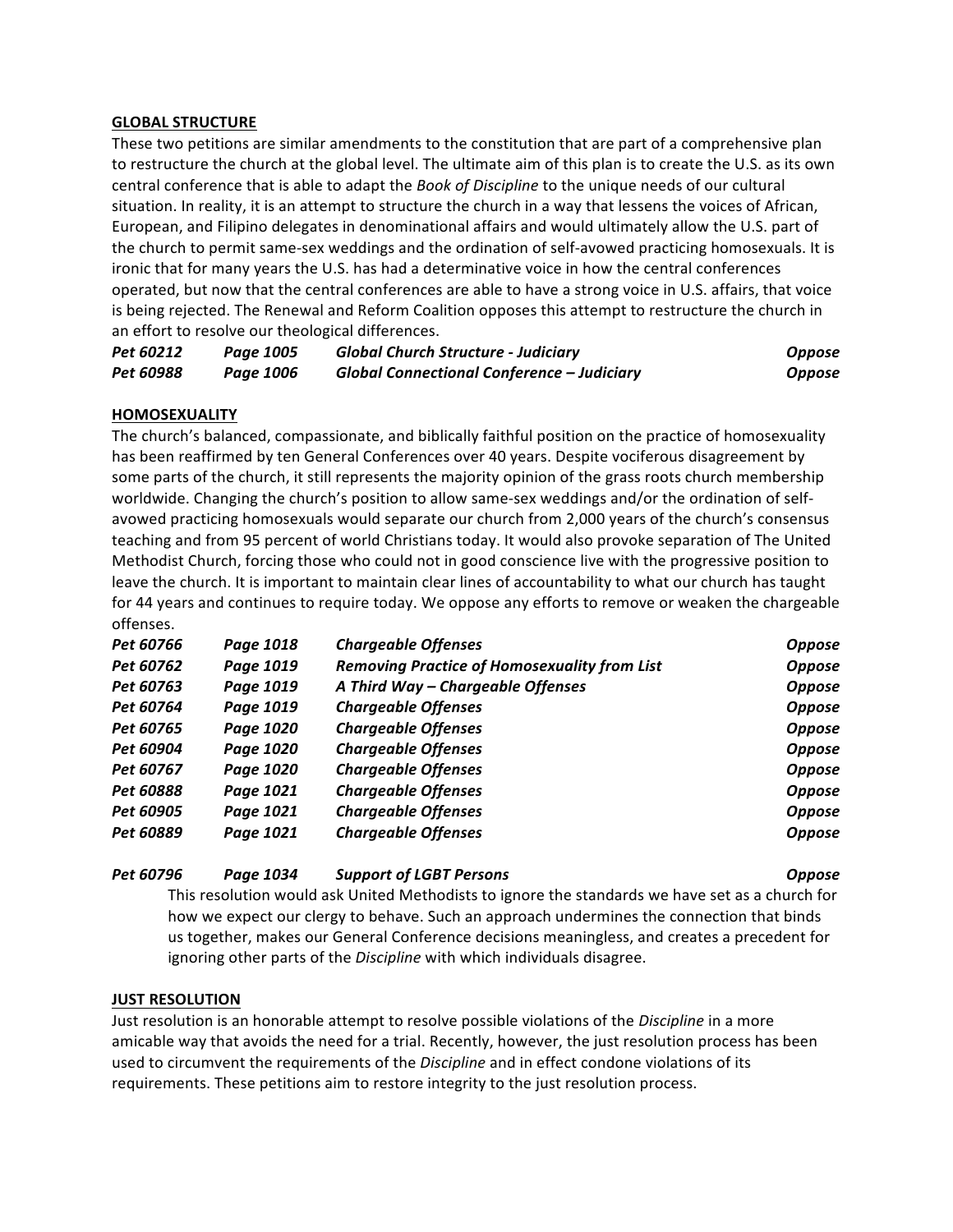## GLOBAL STRUCTURE

These two petitions are similar amendments to the constitution that are part of a comprehensive plan to restructure the church at the global level. The ultimate aim of this plan is to create the U.S. as its own central conference that is able to adapt the *Book of Discipline* to the unique needs of our cultural situation. In reality, it is an attempt to structure the church in a way that lessens the voices of African, European, and Filipino delegates in denominational affairs and would ultimately allow the U.S. part of the church to permit same-sex weddings and the ordination of self-avowed practicing homosexuals. It is ironic that for many years the U.S. has had a determinative voice in how the central conferences operated, but now that the central conferences are able to have a strong voice in U.S. affairs, that voice is being rejected. The Renewal and Reform Coalition opposes this attempt to restructure the church in an effort to resolve our theological differences.

| | | | |
|---|---|---|---|
| ***Pet 60212*** | ***Page 1005*** | ***Global Church Structure - Judiciary*** | ***Oppose*** |
| ***Pet 60988*** | ***Page 1006*** | ***Global Connectional Conference – Judiciary*** | ***Oppose*** |

## HOMOSEXUALITY

The church's balanced, compassionate, and biblically faithful position on the practice of homosexuality has been reaffirmed by ten General Conferences over 40 years. Despite vociferous disagreement by some parts of the church, it still represents the majority opinion of the grass roots church membership worldwide. Changing the church's position to allow same-sex weddings and/or the ordination of self-avowed practicing homosexuals would separate our church from 2,000 years of the church's consensus teaching and from 95 percent of world Christians today. It would also provoke separation of The United Methodist Church, forcing those who could not in good conscience live with the progressive position to leave the church. It is important to maintain clear lines of accountability to what our church has taught for 44 years and continues to require today. We oppose any efforts to remove or weaken the chargeable offenses.

| | | | |
|---|---|---|---|
| ***Pet 60766*** | ***Page 1018*** | ***Chargeable Offenses*** | ***Oppose*** |
| ***Pet 60762*** | ***Page 1019*** | ***Removing Practice of Homosexuality from List*** | ***Oppose*** |
| ***Pet 60763*** | ***Page 1019*** | ***A Third Way – Chargeable Offenses*** | ***Oppose*** |
| ***Pet 60764*** | ***Page 1019*** | ***Chargeable Offenses*** | ***Oppose*** |
| ***Pet 60765*** | ***Page 1020*** | ***Chargeable Offenses*** | ***Oppose*** |
| ***Pet 60904*** | ***Page 1020*** | ***Chargeable Offenses*** | ***Oppose*** |
| ***Pet 60767*** | ***Page 1020*** | ***Chargeable Offenses*** | ***Oppose*** |
| ***Pet 60888*** | ***Page 1021*** | ***Chargeable Offenses*** | ***Oppose*** |
| ***Pet 60905*** | ***Page 1021*** | ***Chargeable Offenses*** | ***Oppose*** |
| ***Pet 60889*** | ***Page 1021*** | ***Chargeable Offenses*** | ***Oppose*** |

| | | | |
|---|---|---|---|
| ***Pet 60796*** | ***Page 1034*** | ***Support of LGBT Persons*** | ***Oppose*** |

This resolution would ask United Methodists to ignore the standards we have set as a church for how we expect our clergy to behave. Such an approach undermines the connection that binds us together, makes our General Conference decisions meaningless, and creates a precedent for ignoring other parts of the *Discipline* with which individuals disagree.

## JUST RESOLUTION

Just resolution is an honorable attempt to resolve possible violations of the *Discipline* in a more amicable way that avoids the need for a trial. Recently, however, the just resolution process has been used to circumvent the requirements of the *Discipline* and in effect condone violations of its requirements. These petitions aim to restore integrity to the just resolution process.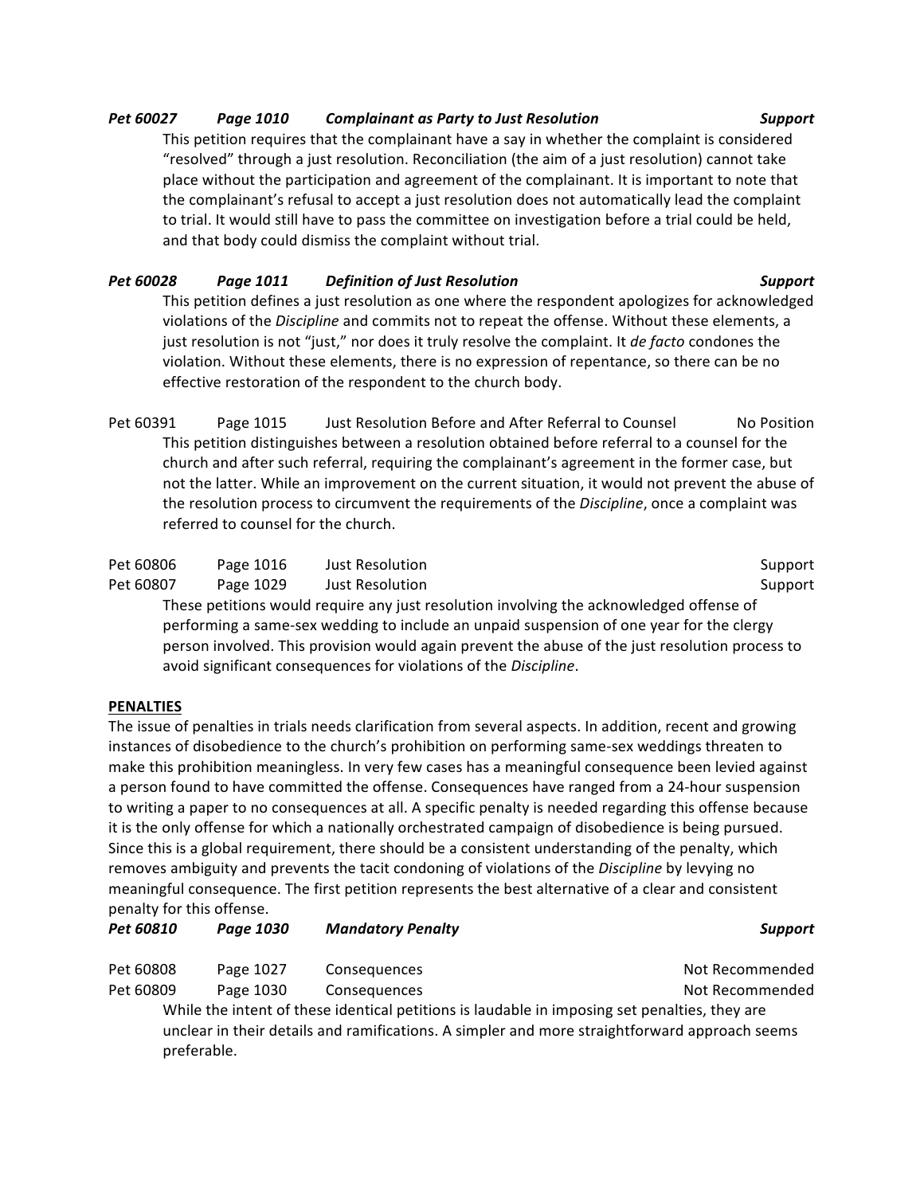***Pet 60027 Page 1010 Complainant as Party to Just Resolution Support***

This petition requires that the complainant have a say in whether the complaint is considered "resolved" through a just resolution. Reconciliation (the aim of a just resolution) cannot take place without the participation and agreement of the complainant. It is important to note that the complainant's refusal to accept a just resolution does not automatically lead the complaint to trial. It would still have to pass the committee on investigation before a trial could be held, and that body could dismiss the complaint without trial.

***Pet 60028 Page 1011 Definition of Just Resolution Support***

This petition defines a just resolution as one where the respondent apologizes for acknowledged violations of the *Discipline* and commits not to repeat the offense. Without these elements, a just resolution is not "just," nor does it truly resolve the complaint. It *de facto* condones the violation. Without these elements, there is no expression of repentance, so there can be no effective restoration of the respondent to the church body.

Pet 60391 Page 1015 Just Resolution Before and After Referral to Counsel No Position

This petition distinguishes between a resolution obtained before referral to a counsel for the church and after such referral, requiring the complainant's agreement in the former case, but not the latter. While an improvement on the current situation, it would not prevent the abuse of the resolution process to circumvent the requirements of the *Discipline*, once a complaint was referred to counsel for the church.

Pet 60806 Page 1016 Just Resolution Support

Pet 60807 Page 1029 Just Resolution Support

These petitions would require any just resolution involving the acknowledged offense of performing a same-sex wedding to include an unpaid suspension of one year for the clergy person involved. This provision would again prevent the abuse of the just resolution process to avoid significant consequences for violations of the *Discipline*.

**PENALTIES**

The issue of penalties in trials needs clarification from several aspects. In addition, recent and growing instances of disobedience to the church's prohibition on performing same-sex weddings threaten to make this prohibition meaningless. In very few cases has a meaningful consequence been levied against a person found to have committed the offense. Consequences have ranged from a 24-hour suspension to writing a paper to no consequences at all. A specific penalty is needed regarding this offense because it is the only offense for which a nationally orchestrated campaign of disobedience is being pursued. Since this is a global requirement, there should be a consistent understanding of the penalty, which removes ambiguity and prevents the tacit condoning of violations of the *Discipline* by levying no meaningful consequence. The first petition represents the best alternative of a clear and consistent penalty for this offense.

***Pet 60810 Page 1030 Mandatory Penalty Support***

Pet 60808 Page 1027 Consequences Not Recommended

Pet 60809 Page 1030 Consequences Not Recommended

While the intent of these identical petitions is laudable in imposing set penalties, they are unclear in their details and ramifications. A simpler and more straightforward approach seems preferable.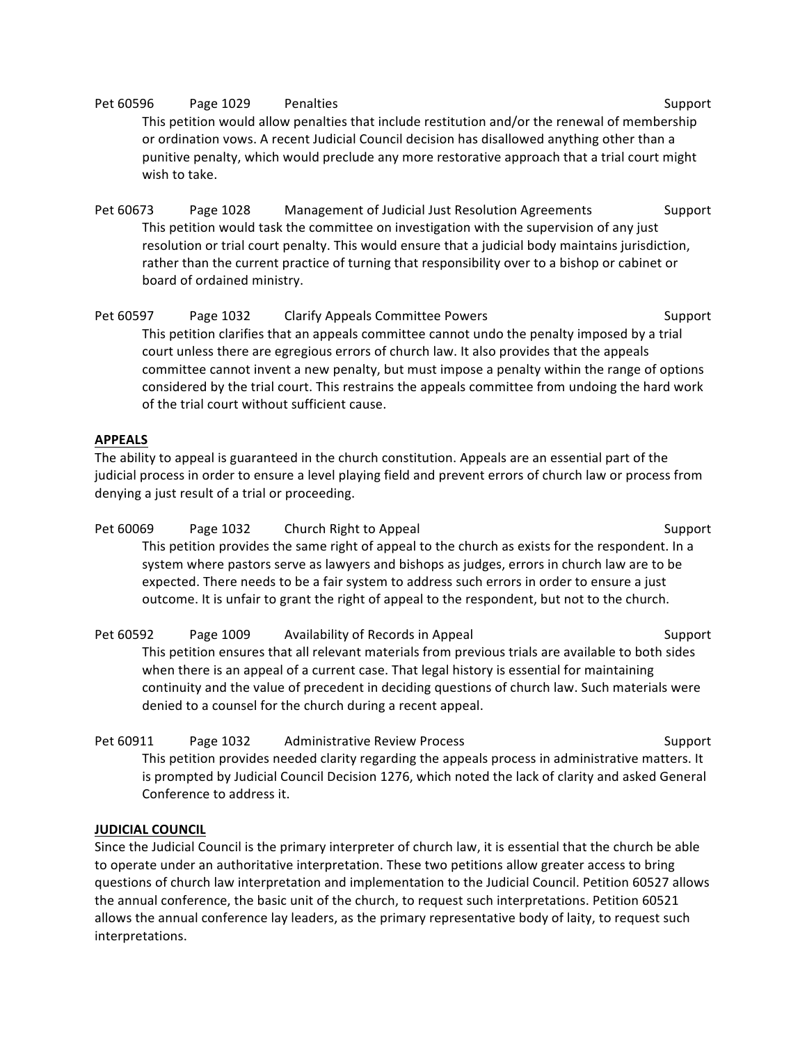Pet 60596 Page 1029 Penalties Support

This petition would allow penalties that include restitution and/or the renewal of membership or ordination vows. A recent Judicial Council decision has disallowed anything other than a punitive penalty, which would preclude any more restorative approach that a trial court might wish to take.

Pet 60673 Page 1028 Management of Judicial Just Resolution Agreements Support

This petition would task the committee on investigation with the supervision of any just resolution or trial court penalty. This would ensure that a judicial body maintains jurisdiction, rather than the current practice of turning that responsibility over to a bishop or cabinet or board of ordained ministry.

Pet 60597 Page 1032 Clarify Appeals Committee Powers Support

This petition clarifies that an appeals committee cannot undo the penalty imposed by a trial court unless there are egregious errors of church law. It also provides that the appeals committee cannot invent a new penalty, but must impose a penalty within the range of options considered by the trial court. This restrains the appeals committee from undoing the hard work of the trial court without sufficient cause.

**APPEALS**

The ability to appeal is guaranteed in the church constitution. Appeals are an essential part of the judicial process in order to ensure a level playing field and prevent errors of church law or process from denying a just result of a trial or proceeding.

Pet 60069 Page 1032 Church Right to Appeal Support

This petition provides the same right of appeal to the church as exists for the respondent. In a system where pastors serve as lawyers and bishops as judges, errors in church law are to be expected. There needs to be a fair system to address such errors in order to ensure a just outcome. It is unfair to grant the right of appeal to the respondent, but not to the church.

Pet 60592 Page 1009 Availability of Records in Appeal Support

This petition ensures that all relevant materials from previous trials are available to both sides when there is an appeal of a current case. That legal history is essential for maintaining continuity and the value of precedent in deciding questions of church law. Such materials were denied to a counsel for the church during a recent appeal.

Pet 60911 Page 1032 Administrative Review Process Support

This petition provides needed clarity regarding the appeals process in administrative matters. It is prompted by Judicial Council Decision 1276, which noted the lack of clarity and asked General Conference to address it.

**JUDICIAL COUNCIL**

Since the Judicial Council is the primary interpreter of church law, it is essential that the church be able to operate under an authoritative interpretation. These two petitions allow greater access to bring questions of church law interpretation and implementation to the Judicial Council. Petition 60527 allows the annual conference, the basic unit of the church, to request such interpretations. Petition 60521 allows the annual conference lay leaders, as the primary representative body of laity, to request such interpretations.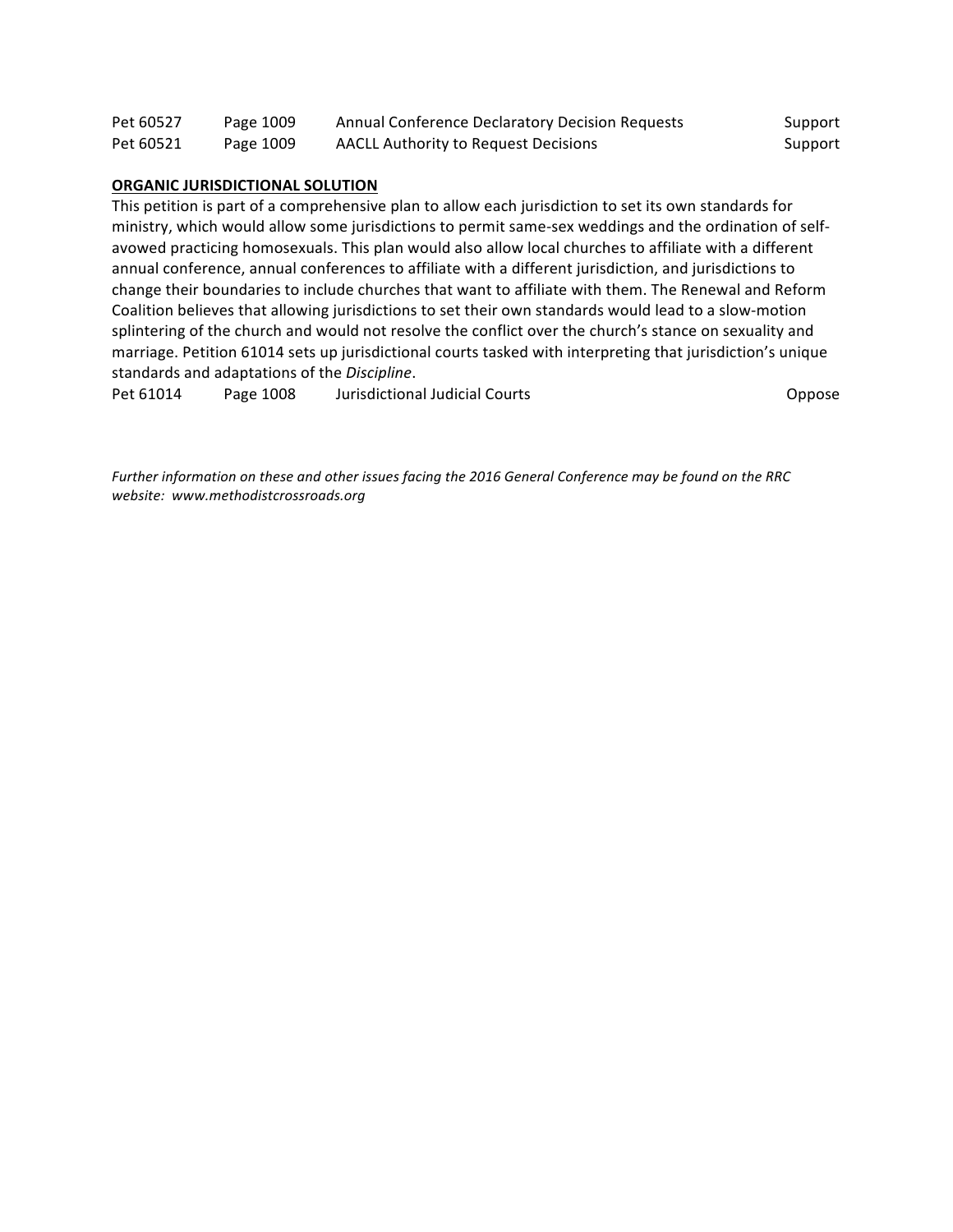| | | | |
|---|---|---|---|
| Pet 60527 | Page 1009 | Annual Conference Declaratory Decision Requests | Support |
| Pet 60521 | Page 1009 | AACLL Authority to Request Decisions | Support |

**ORGANIC JURISDICTIONAL SOLUTION**

This petition is part of a comprehensive plan to allow each jurisdiction to set its own standards for ministry, which would allow some jurisdictions to permit same-sex weddings and the ordination of self-avowed practicing homosexuals. This plan would also allow local churches to affiliate with a different annual conference, annual conferences to affiliate with a different jurisdiction, and jurisdictions to change their boundaries to include churches that want to affiliate with them. The Renewal and Reform Coalition believes that allowing jurisdictions to set their own standards would lead to a slow-motion splintering of the church and would not resolve the conflict over the church's stance on sexuality and marriage. Petition 61014 sets up jurisdictional courts tasked with interpreting that jurisdiction's unique standards and adaptations of the *Discipline*.

| | | | |
|---|---|---|---|
| Pet 61014 | Page 1008 | Jurisdictional Judicial Courts | Oppose |

*Further information on these and other issues facing the 2016 General Conference may be found on the RRC website: www.methodistcrossroads.org*